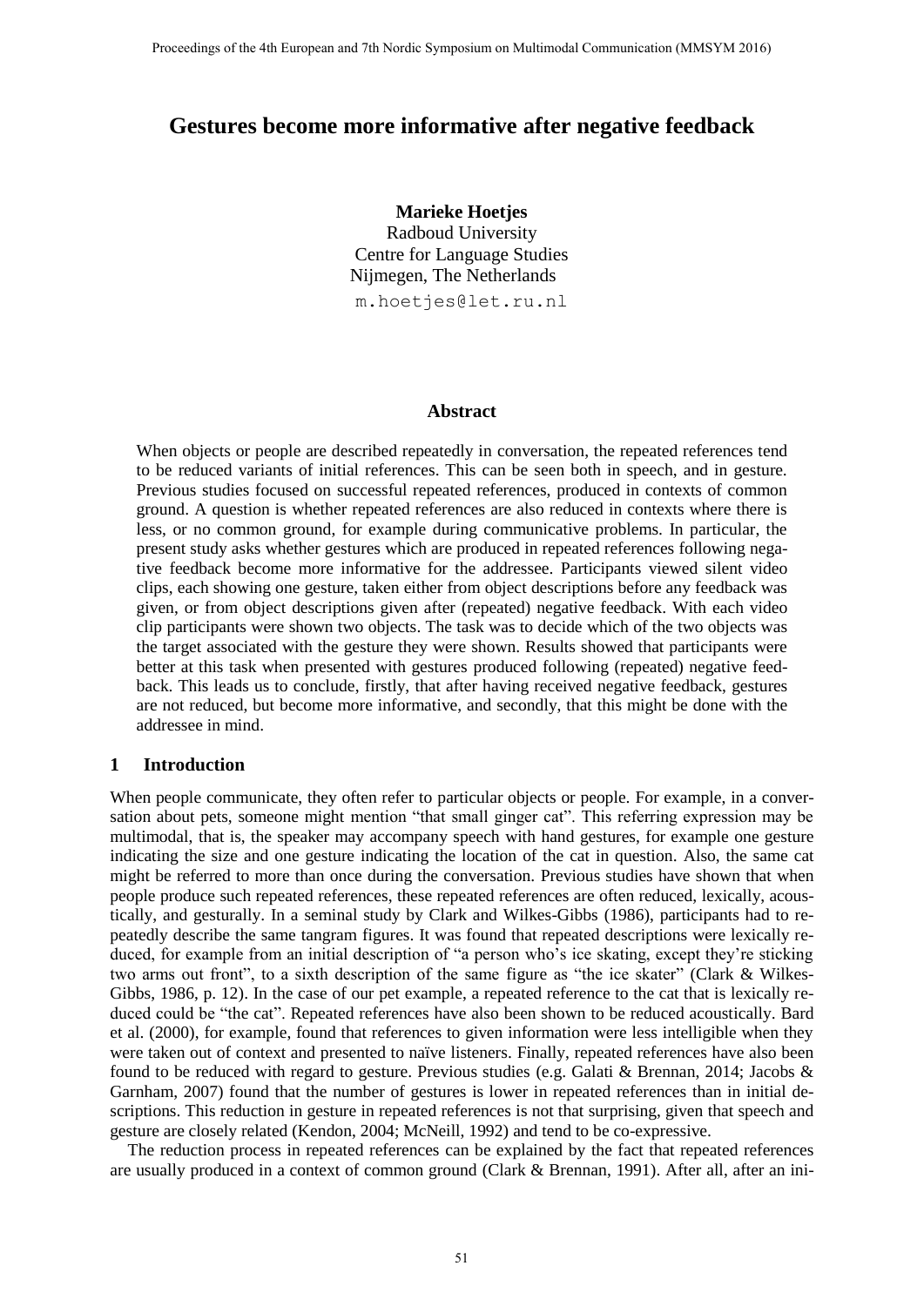# Gestures become more informative after negative feedback

**Marieke Hoetjes**
Radboud University
Centre for Language Studies
Nijmegen, The Netherlands
m.hoetjes@let.ru.nl

## Abstract

When objects or people are described repeatedly in conversation, the repeated references tend to be reduced variants of initial references. This can be seen both in speech, and in gesture. Previous studies focused on successful repeated references, produced in contexts of common ground. A question is whether repeated references are also reduced in contexts where there is less, or no common ground, for example during communicative problems. In particular, the present study asks whether gestures which are produced in repeated references following negative feedback become more informative for the addressee. Participants viewed silent video clips, each showing one gesture, taken either from object descriptions before any feedback was given, or from object descriptions given after (repeated) negative feedback. With each video clip participants were shown two objects. The task was to decide which of the two objects was the target associated with the gesture they were shown. Results showed that participants were better at this task when presented with gestures produced following (repeated) negative feedback. This leads us to conclude, firstly, that after having received negative feedback, gestures are not reduced, but become more informative, and secondly, that this might be done with the addressee in mind.

## 1 Introduction

When people communicate, they often refer to particular objects or people. For example, in a conversation about pets, someone might mention "that small ginger cat". This referring expression may be multimodal, that is, the speaker may accompany speech with hand gestures, for example one gesture indicating the size and one gesture indicating the location of the cat in question. Also, the same cat might be referred to more than once during the conversation. Previous studies have shown that when people produce such repeated references, these repeated references are often reduced, lexically, acoustically, and gesturally. In a seminal study by Clark and Wilkes-Gibbs (1986), participants had to repeatedly describe the same tangram figures. It was found that repeated descriptions were lexically reduced, for example from an initial description of "a person who's ice skating, except they're sticking two arms out front", to a sixth description of the same figure as "the ice skater" (Clark & Wilkes-Gibbs, 1986, p. 12). In the case of our pet example, a repeated reference to the cat that is lexically reduced could be "the cat". Repeated references have also been shown to be reduced acoustically. Bard et al. (2000), for example, found that references to given information were less intelligible when they were taken out of context and presented to naïve listeners. Finally, repeated references have also been found to be reduced with regard to gesture. Previous studies (e.g. Galati & Brennan, 2014; Jacobs & Garnham, 2007) found that the number of gestures is lower in repeated references than in initial descriptions. This reduction in gesture in repeated references is not that surprising, given that speech and gesture are closely related (Kendon, 2004; McNeill, 1992) and tend to be co-expressive.

The reduction process in repeated references can be explained by the fact that repeated references are usually produced in a context of common ground (Clark & Brennan, 1991). After all, after an ini-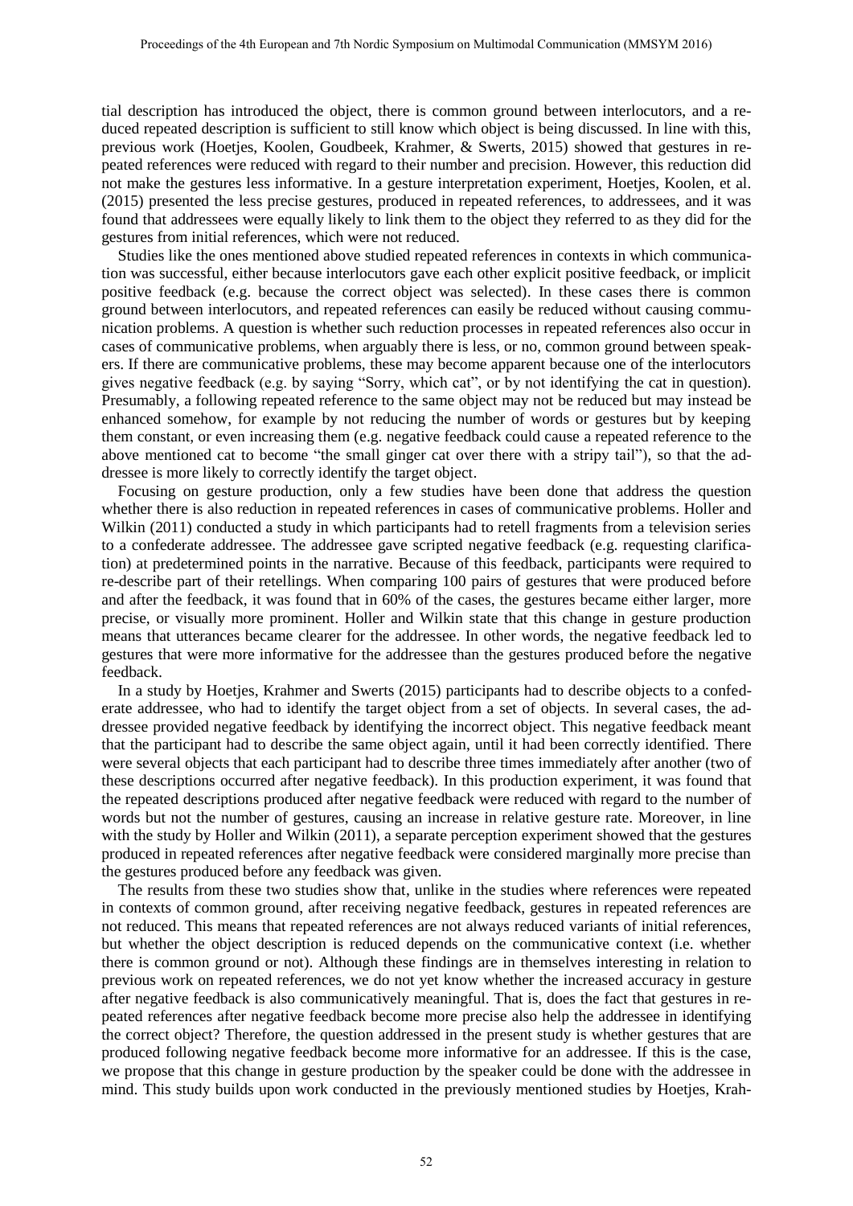tial description has introduced the object, there is common ground between interlocutors, and a reduced repeated description is sufficient to still know which object is being discussed. In line with this, previous work (Hoetjes, Koolen, Goudbeek, Krahmer, & Swerts, 2015) showed that gestures in repeated references were reduced with regard to their number and precision. However, this reduction did not make the gestures less informative. In a gesture interpretation experiment, Hoetjes, Koolen, et al. (2015) presented the less precise gestures, produced in repeated references, to addressees, and it was found that addressees were equally likely to link them to the object they referred to as they did for the gestures from initial references, which were not reduced.

Studies like the ones mentioned above studied repeated references in contexts in which communication was successful, either because interlocutors gave each other explicit positive feedback, or implicit positive feedback (e.g. because the correct object was selected). In these cases there is common ground between interlocutors, and repeated references can easily be reduced without causing communication problems. A question is whether such reduction processes in repeated references also occur in cases of communicative problems, when arguably there is less, or no, common ground between speakers. If there are communicative problems, these may become apparent because one of the interlocutors gives negative feedback (e.g. by saying "Sorry, which cat", or by not identifying the cat in question). Presumably, a following repeated reference to the same object may not be reduced but may instead be enhanced somehow, for example by not reducing the number of words or gestures but by keeping them constant, or even increasing them (e.g. negative feedback could cause a repeated reference to the above mentioned cat to become "the small ginger cat over there with a stripy tail"), so that the addressee is more likely to correctly identify the target object.

Focusing on gesture production, only a few studies have been done that address the question whether there is also reduction in repeated references in cases of communicative problems. Holler and Wilkin (2011) conducted a study in which participants had to retell fragments from a television series to a confederate addressee. The addressee gave scripted negative feedback (e.g. requesting clarification) at predetermined points in the narrative. Because of this feedback, participants were required to re-describe part of their retellings. When comparing 100 pairs of gestures that were produced before and after the feedback, it was found that in 60% of the cases, the gestures became either larger, more precise, or visually more prominent. Holler and Wilkin state that this change in gesture production means that utterances became clearer for the addressee. In other words, the negative feedback led to gestures that were more informative for the addressee than the gestures produced before the negative feedback.

In a study by Hoetjes, Krahmer and Swerts (2015) participants had to describe objects to a confederate addressee, who had to identify the target object from a set of objects. In several cases, the addressee provided negative feedback by identifying the incorrect object. This negative feedback meant that the participant had to describe the same object again, until it had been correctly identified. There were several objects that each participant had to describe three times immediately after another (two of these descriptions occurred after negative feedback). In this production experiment, it was found that the repeated descriptions produced after negative feedback were reduced with regard to the number of words but not the number of gestures, causing an increase in relative gesture rate. Moreover, in line with the study by Holler and Wilkin (2011), a separate perception experiment showed that the gestures produced in repeated references after negative feedback were considered marginally more precise than the gestures produced before any feedback was given.

The results from these two studies show that, unlike in the studies where references were repeated in contexts of common ground, after receiving negative feedback, gestures in repeated references are not reduced. This means that repeated references are not always reduced variants of initial references, but whether the object description is reduced depends on the communicative context (i.e. whether there is common ground or not). Although these findings are in themselves interesting in relation to previous work on repeated references, we do not yet know whether the increased accuracy in gesture after negative feedback is also communicatively meaningful. That is, does the fact that gestures in repeated references after negative feedback become more precise also help the addressee in identifying the correct object? Therefore, the question addressed in the present study is whether gestures that are produced following negative feedback become more informative for an addressee. If this is the case, we propose that this change in gesture production by the speaker could be done with the addressee in mind. This study builds upon work conducted in the previously mentioned studies by Hoetjes, Krah-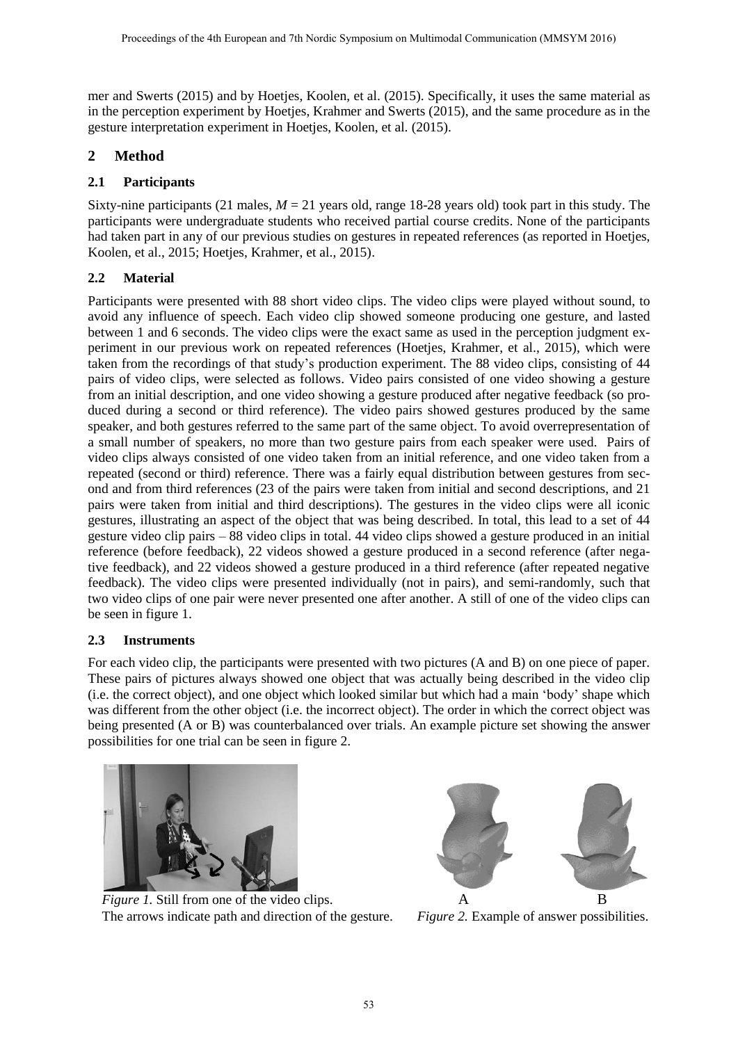mer and Swerts (2015) and by Hoetjes, Koolen, et al. (2015). Specifically, it uses the same material as in the perception experiment by Hoetjes, Krahmer and Swerts (2015), and the same procedure as in the gesture interpretation experiment in Hoetjes, Koolen, et al. (2015).

## 2 Method

### 2.1 Participants

Sixty-nine participants (21 males, $M = 21$ years old, range 18-28 years old) took part in this study. The participants were undergraduate students who received partial course credits. None of the participants had taken part in any of our previous studies on gestures in repeated references (as reported in Hoetjes, Koolen, et al., 2015; Hoetjes, Krahmer, et al., 2015).

### 2.2 Material

Participants were presented with 88 short video clips. The video clips were played without sound, to avoid any influence of speech. Each video clip showed someone producing one gesture, and lasted between 1 and 6 seconds. The video clips were the exact same as used in the perception judgment experiment in our previous work on repeated references (Hoetjes, Krahmer, et al., 2015), which were taken from the recordings of that study's production experiment. The 88 video clips, consisting of 44 pairs of video clips, were selected as follows. Video pairs consisted of one video showing a gesture from an initial description, and one video showing a gesture produced after negative feedback (so produced during a second or third reference). The video pairs showed gestures produced by the same speaker, and both gestures referred to the same part of the same object. To avoid overrepresentation of a small number of speakers, no more than two gesture pairs from each speaker were used. Pairs of video clips always consisted of one video taken from an initial reference, and one video taken from a repeated (second or third) reference. There was a fairly equal distribution between gestures from second and from third references (23 of the pairs were taken from initial and second descriptions, and 21 pairs were taken from initial and third descriptions). The gestures in the video clips were all iconic gestures, illustrating an aspect of the object that was being described. In total, this lead to a set of 44 gesture video clip pairs – 88 video clips in total. 44 video clips showed a gesture produced in an initial reference (before feedback), 22 videos showed a gesture produced in a second reference (after negative feedback), and 22 videos showed a gesture produced in a third reference (after repeated negative feedback). The video clips were presented individually (not in pairs), and semi-randomly, such that two video clips of one pair were never presented one after another. A still of one of the video clips can be seen in figure 1.

### 2.3 Instruments

For each video clip, the participants were presented with two pictures (A and B) on one piece of paper. These pairs of pictures always showed one object that was actually being described in the video clip (i.e. the correct object), and one object which looked similar but which had a main 'body' shape which was different from the other object (i.e. the incorrect object). The order in which the correct object was being presented (A or B) was counterbalanced over trials. An example picture set showing the answer possibilities for one trial can be seen in figure 2.

*Figure 1.* Still from one of the video clips. The arrows indicate path and direction of the gesture.

A B

*Figure 2.* Example of answer possibilities.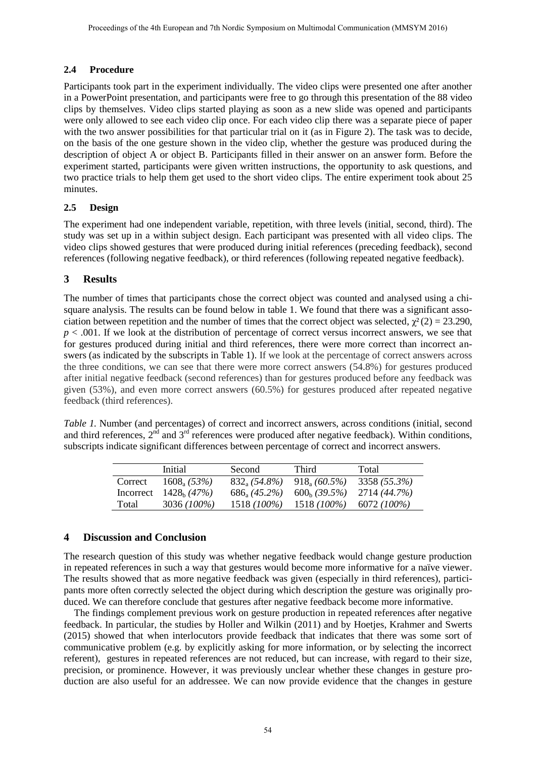## 2.4 Procedure

Participants took part in the experiment individually. The video clips were presented one after another in a PowerPoint presentation, and participants were free to go through this presentation of the 88 video clips by themselves. Video clips started playing as soon as a new slide was opened and participants were only allowed to see each video clip once. For each video clip there was a separate piece of paper with the two answer possibilities for that particular trial on it (as in Figure 2). The task was to decide, on the basis of the one gesture shown in the video clip, whether the gesture was produced during the description of object A or object B. Participants filled in their answer on an answer form. Before the experiment started, participants were given written instructions, the opportunity to ask questions, and two practice trials to help them get used to the short video clips. The entire experiment took about 25 minutes.

## 2.5 Design

The experiment had one independent variable, repetition, with three levels (initial, second, third). The study was set up in a within subject design. Each participant was presented with all video clips. The video clips showed gestures that were produced during initial references (preceding feedback), second references (following negative feedback), or third references (following repeated negative feedback).

# 3 Results

The number of times that participants chose the correct object was counted and analysed using a chi-square analysis. The results can be found below in table 1. We found that there was a significant association between repetition and the number of times that the correct object was selected, $\chi^2(2) = 23.290$, $p < .001$. If we look at the distribution of percentage of correct versus incorrect answers, we see that for gestures produced during initial and third references, there were more correct than incorrect answers (as indicated by the subscripts in Table 1). If we look at the percentage of correct answers across the three conditions, we can see that there were more correct answers (54.8%) for gestures produced after initial negative feedback (second references) than for gestures produced before any feedback was given (53%), and even more correct answers (60.5%) for gestures produced after repeated negative feedback (third references).

*Table 1.* Number (and percentages) of correct and incorrect answers, across conditions (initial, second and third references, 2nd and 3rd references were produced after negative feedback). Within conditions, subscripts indicate significant differences between percentage of correct and incorrect answers.

| | Initial | Second | Third | Total |
|---|---|---|---|---|
| Correct | $1608_a$ *(53%)* | $832_a$ *(54.8%)* | $918_a$ *(60.5%)* | 3358 *(55.3%)* |
| Incorrect | $1428_b$ *(47%)* | $686_a$ *(45.2%)* | $600_b$ *(39.5%)* | 2714 *(44.7%)* |
| Total | 3036 *(100%)* | 1518 *(100%)* | 1518 *(100%)* | 6072 *(100%)* |

# 4 Discussion and Conclusion

The research question of this study was whether negative feedback would change gesture production in repeated references in such a way that gestures would become more informative for a naïve viewer. The results showed that as more negative feedback was given (especially in third references), participants more often correctly selected the object during which description the gesture was originally produced. We can therefore conclude that gestures after negative feedback become more informative.

The findings complement previous work on gesture production in repeated references after negative feedback. In particular, the studies by Holler and Wilkin (2011) and by Hoetjes, Krahmer and Swerts (2015) showed that when interlocutors provide feedback that indicates that there was some sort of communicative problem (e.g. by explicitly asking for more information, or by selecting the incorrect referent), gestures in repeated references are not reduced, but can increase, with regard to their size, precision, or prominence. However, it was previously unclear whether these changes in gesture production are also useful for an addressee. We can now provide evidence that the changes in gesture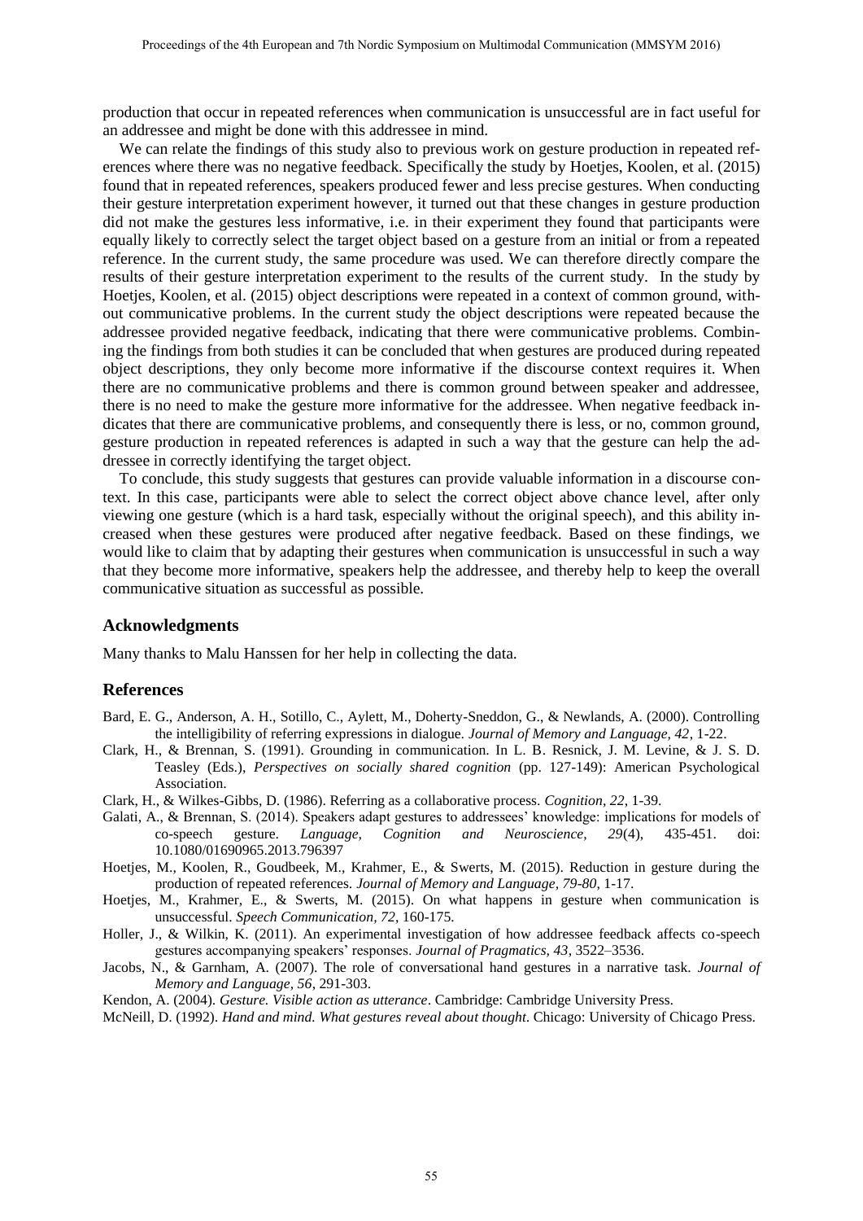production that occur in repeated references when communication is unsuccessful are in fact useful for an addressee and might be done with this addressee in mind.

We can relate the findings of this study also to previous work on gesture production in repeated references where there was no negative feedback. Specifically the study by Hoetjes, Koolen, et al. (2015) found that in repeated references, speakers produced fewer and less precise gestures. When conducting their gesture interpretation experiment however, it turned out that these changes in gesture production did not make the gestures less informative, i.e. in their experiment they found that participants were equally likely to correctly select the target object based on a gesture from an initial or from a repeated reference. In the current study, the same procedure was used. We can therefore directly compare the results of their gesture interpretation experiment to the results of the current study. In the study by Hoetjes, Koolen, et al. (2015) object descriptions were repeated in a context of common ground, without communicative problems. In the current study the object descriptions were repeated because the addressee provided negative feedback, indicating that there were communicative problems. Combining the findings from both studies it can be concluded that when gestures are produced during repeated object descriptions, they only become more informative if the discourse context requires it. When there are no communicative problems and there is common ground between speaker and addressee, there is no need to make the gesture more informative for the addressee. When negative feedback indicates that there are communicative problems, and consequently there is less, or no, common ground, gesture production in repeated references is adapted in such a way that the gesture can help the addressee in correctly identifying the target object.

To conclude, this study suggests that gestures can provide valuable information in a discourse context. In this case, participants were able to select the correct object above chance level, after only viewing one gesture (which is a hard task, especially without the original speech), and this ability increased when these gestures were produced after negative feedback. Based on these findings, we would like to claim that by adapting their gestures when communication is unsuccessful in such a way that they become more informative, speakers help the addressee, and thereby help to keep the overall communicative situation as successful as possible.

## Acknowledgments

Many thanks to Malu Hanssen for her help in collecting the data.

## References

Bard, E. G., Anderson, A. H., Sotillo, C., Aylett, M., Doherty-Sneddon, G., & Newlands, A. (2000). Controlling the intelligibility of referring expressions in dialogue. *Journal of Memory and Language, 42*, 1-22.

Clark, H., & Brennan, S. (1991). Grounding in communication. In L. B. Resnick, J. M. Levine, & J. S. D. Teasley (Eds.), *Perspectives on socially shared cognition* (pp. 127-149): American Psychological Association.

Clark, H., & Wilkes-Gibbs, D. (1986). Referring as a collaborative process. *Cognition, 22*, 1-39.

Galati, A., & Brennan, S. (2014). Speakers adapt gestures to addressees' knowledge: implications for models of co-speech gesture. *Language, Cognition and Neuroscience, 29*(4), 435-451. doi: 10.1080/01690965.2013.796397

Hoetjes, M., Koolen, R., Goudbeek, M., Krahmer, E., & Swerts, M. (2015). Reduction in gesture during the production of repeated references. *Journal of Memory and Language, 79-80*, 1-17.

Hoetjes, M., Krahmer, E., & Swerts, M. (2015). On what happens in gesture when communication is unsuccessful. *Speech Communication, 72*, 160-175.

Holler, J., & Wilkin, K. (2011). An experimental investigation of how addressee feedback affects co-speech gestures accompanying speakers' responses. *Journal of Pragmatics, 43*, 3522–3536.

Jacobs, N., & Garnham, A. (2007). The role of conversational hand gestures in a narrative task. *Journal of Memory and Language, 56*, 291-303.

Kendon, A. (2004). *Gesture. Visible action as utterance*. Cambridge: Cambridge University Press.

McNeill, D. (1992). *Hand and mind. What gestures reveal about thought.* Chicago: University of Chicago Press.